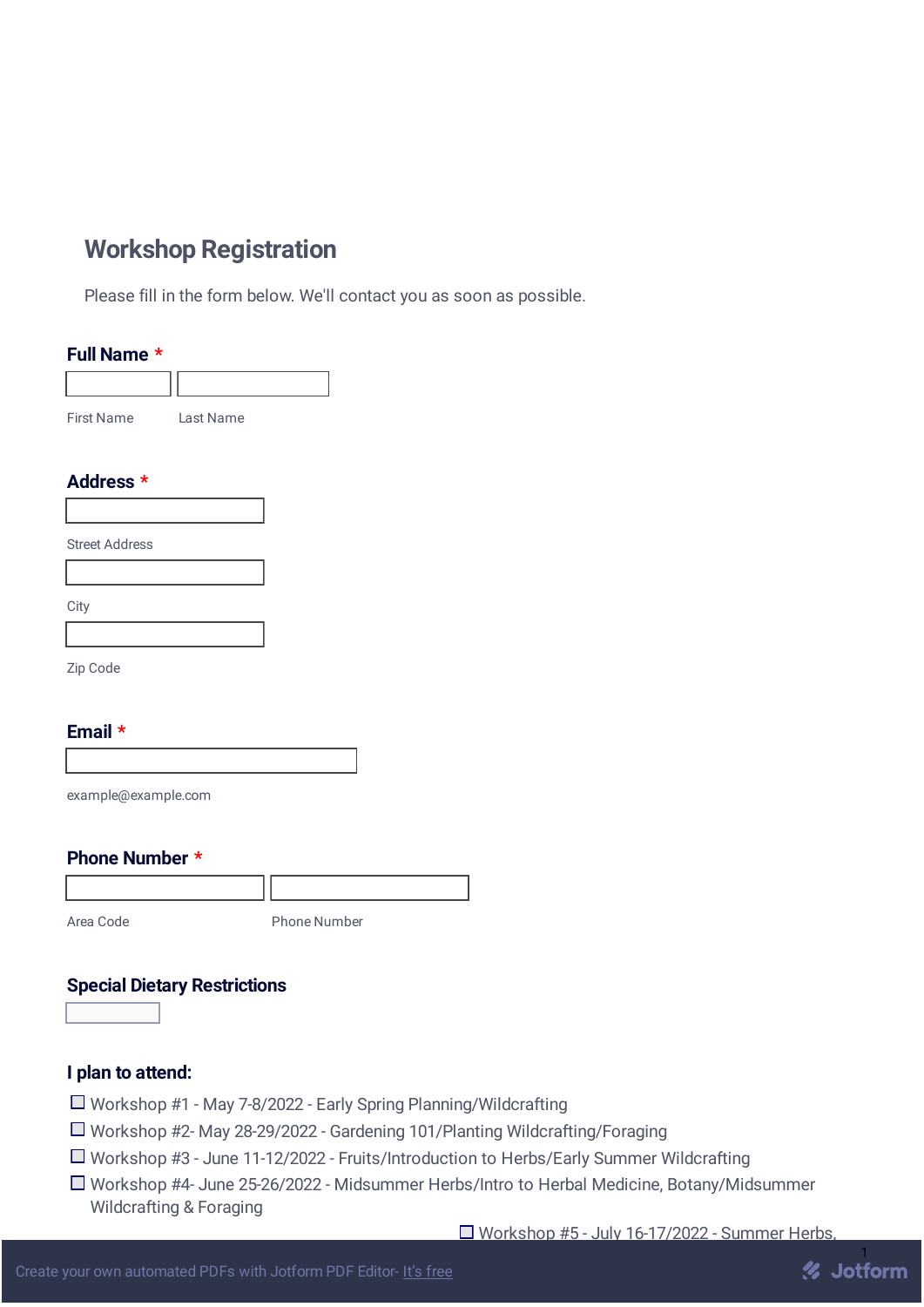# Workshop Registration

Please fill in the form below. We'll contact you as soon as possible.

**Full Name** *

First Name

Last Name

**Address** *

Street Address

City

Zip Code

**Email** *

example@example.com

**Phone Number** *

Area Code

Phone Number

**Special Dietary Restrictions**

**I plan to attend:**

- ☐ Workshop #1 - May 7-8/2022 - Early Spring Planning/Wildcrafting
- ☐ Workshop #2- May 28-29/2022 - Gardening 101/Planting Wildcrafting/Foraging
- ☐ Workshop #3 - June 11-12/2022 - Fruits/Introduction to Herbs/Early Summer Wildcrafting
- ☐ Workshop #4- June 25-26/2022 - Midsummer Herbs/Intro to Herbal Medicine, Botany/Midsummer Wildcrafting & Foraging
- ☐ Workshop #5 - July 16-17/2022 - Summer Herbs,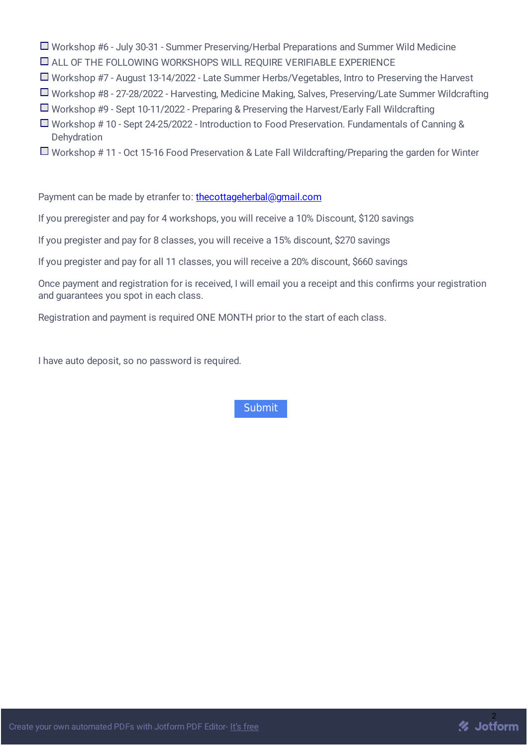- [ ] Workshop #6 - July 30-31 - Summer Preserving/Herbal Preparations and Summer Wild Medicine
- [ ] ALL OF THE FOLLOWING WORKSHOPS WILL REQUIRE VERIFIABLE EXPERIENCE
- [ ] Workshop #7 - August 13-14/2022 - Late Summer Herbs/Vegetables, Intro to Preserving the Harvest
- [ ] Workshop #8 - 27-28/2022 - Harvesting, Medicine Making, Salves, Preserving/Late Summer Wildcrafting
- [ ] Workshop #9 - Sept 10-11/2022 - Preparing & Preserving the Harvest/Early Fall Wildcrafting
- [ ] Workshop # 10 - Sept 24-25/2022 - Introduction to Food Preservation. Fundamentals of Canning & Dehydration
- [ ] Workshop # 11 - Oct 15-16 Food Preservation & Late Fall Wildcrafting/Preparing the garden for Winter

Payment can be made by etranfer to: thecottageherbal@gmail.com

If you preregister and pay for 4 workshops, you will receive a 10% Discount, $120 savings

If you pregister and pay for 8 classes, you will receive a 15% discount, $270 savings

If you pregister and pay for all 11 classes, you will receive a 20% discount, $660 savings

Once payment and registration for is received, I will email you a receipt and this confirms your registration and guarantees you spot in each class.

Registration and payment is required ONE MONTH prior to the start of each class.

I have auto deposit, so no password is required.

Submit